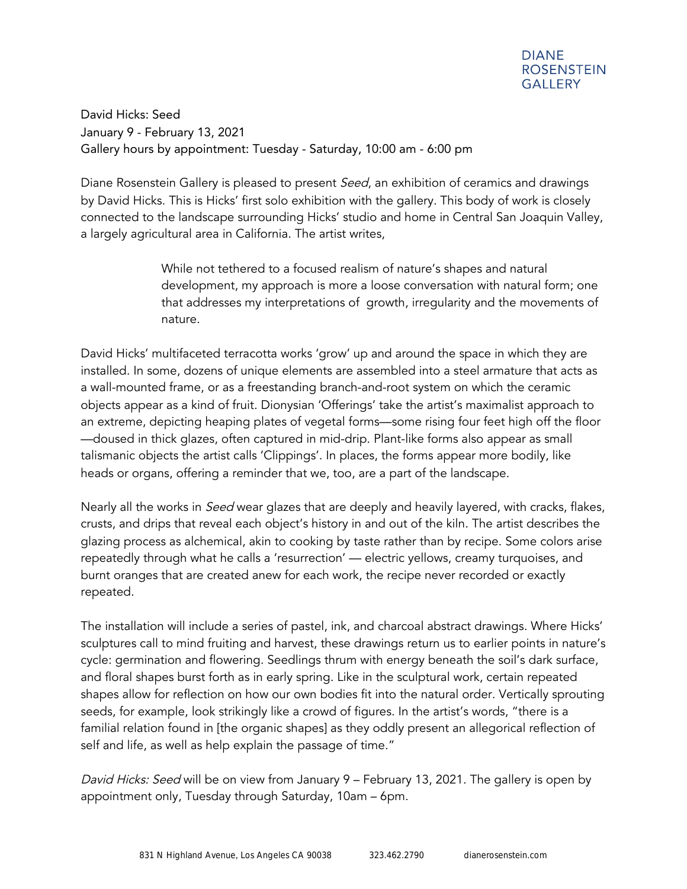DIANE
ROSENSTEIN
GALLERY

David Hicks: Seed
January 9 - February 13, 2021
Gallery hours by appointment: Tuesday - Saturday, 10:00 am - 6:00 pm

Diane Rosenstein Gallery is pleased to present *Seed*, an exhibition of ceramics and drawings by David Hicks. This is Hicks' first solo exhibition with the gallery. This body of work is closely connected to the landscape surrounding Hicks' studio and home in Central San Joaquin Valley, a largely agricultural area in California. The artist writes,

> While not tethered to a focused realism of nature's shapes and natural development, my approach is more a loose conversation with natural form; one that addresses my interpretations of growth, irregularity and the movements of nature.

David Hicks' multifaceted terracotta works 'grow' up and around the space in which they are installed. In some, dozens of unique elements are assembled into a steel armature that acts as a wall-mounted frame, or as a freestanding branch-and-root system on which the ceramic objects appear as a kind of fruit. Dionysian 'Offerings' take the artist's maximalist approach to an extreme, depicting heaping plates of vegetal forms—some rising four feet high off the floor—doused in thick glazes, often captured in mid-drip. Plant-like forms also appear as small talismanic objects the artist calls 'Clippings'. In places, the forms appear more bodily, like heads or organs, offering a reminder that we, too, are a part of the landscape.

Nearly all the works in *Seed* wear glazes that are deeply and heavily layered, with cracks, flakes, crusts, and drips that reveal each object's history in and out of the kiln. The artist describes the glazing process as alchemical, akin to cooking by taste rather than by recipe. Some colors arise repeatedly through what he calls a 'resurrection' — electric yellows, creamy turquoises, and burnt oranges that are created anew for each work, the recipe never recorded or exactly repeated.

The installation will include a series of pastel, ink, and charcoal abstract drawings. Where Hicks' sculptures call to mind fruiting and harvest, these drawings return us to earlier points in nature's cycle: germination and flowering. Seedlings thrum with energy beneath the soil's dark surface, and floral shapes burst forth as in early spring. Like in the sculptural work, certain repeated shapes allow for reflection on how our own bodies fit into the natural order. Vertically sprouting seeds, for example, look strikingly like a crowd of figures. In the artist's words, "there is a familial relation found in [the organic shapes] as they oddly present an allegorical reflection of self and life, as well as help explain the passage of time."

*David Hicks: Seed* will be on view from January 9 – February 13, 2021. The gallery is open by appointment only, Tuesday through Saturday, 10am – 6pm.

831 N Highland Avenue, Los Angeles CA 90038 323.462.2790 dianerosenstein.com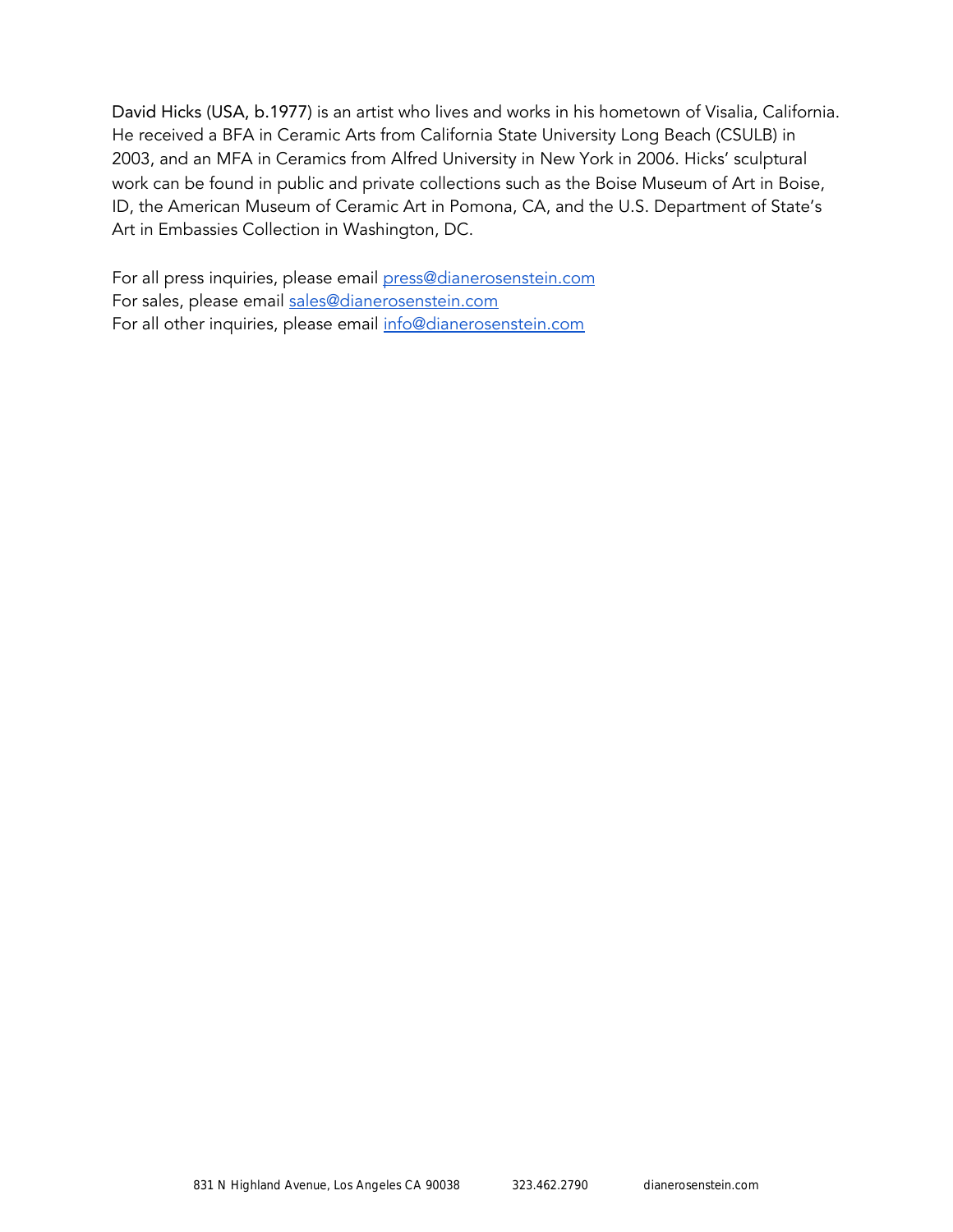David Hicks (USA, b.1977) is an artist who lives and works in his hometown of Visalia, California. He received a BFA in Ceramic Arts from California State University Long Beach (CSULB) in 2003, and an MFA in Ceramics from Alfred University in New York in 2006. Hicks' sculptural work can be found in public and private collections such as the Boise Museum of Art in Boise, ID, the American Museum of Ceramic Art in Pomona, CA, and the U.S. Department of State's Art in Embassies Collection in Washington, DC.

For all press inquiries, please email press@dianerosenstein.com
For sales, please email sales@dianerosenstein.com
For all other inquiries, please email info@dianerosenstein.com